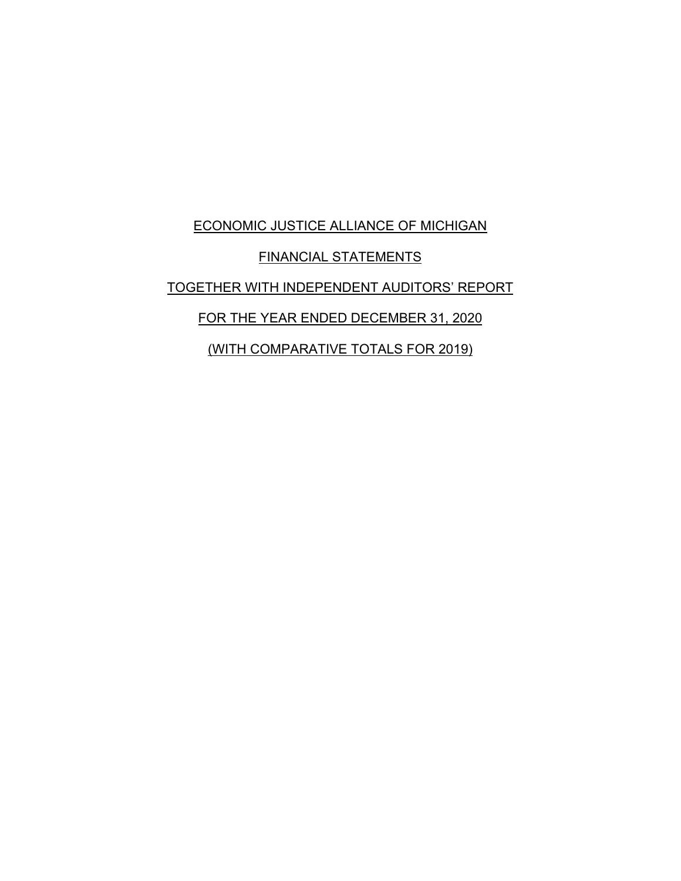ECONOMIC JUSTICE ALLIANCE OF MICHIGAN

FINANCIAL STATEMENTS

TOGETHER WITH INDEPENDENT AUDITORS' REPORT

FOR THE YEAR ENDED DECEMBER 31, 2020

(WITH COMPARATIVE TOTALS FOR 2019)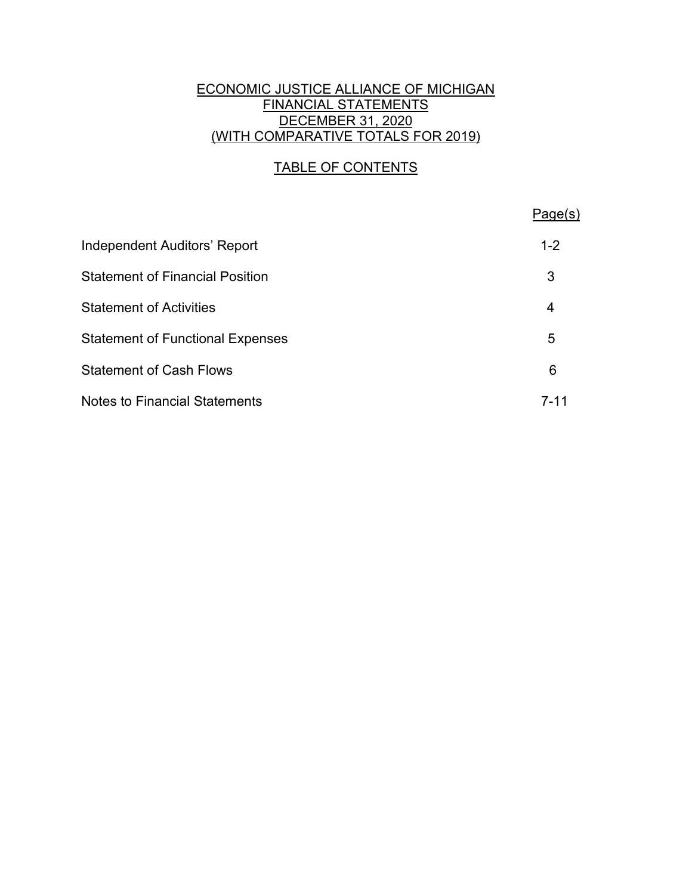ECONOMIC JUSTICE ALLIANCE OF MICHIGAN
FINANCIAL STATEMENTS
DECEMBER 31, 2020
(WITH COMPARATIVE TOTALS FOR 2019)

## TABLE OF CONTENTS

| | Page(s) |
|---|---|
| Independent Auditors' Report | 1-2 |
| Statement of Financial Position | 3 |
| Statement of Activities | 4 |
| Statement of Functional Expenses | 5 |
| Statement of Cash Flows | 6 |
| Notes to Financial Statements | 7-11 |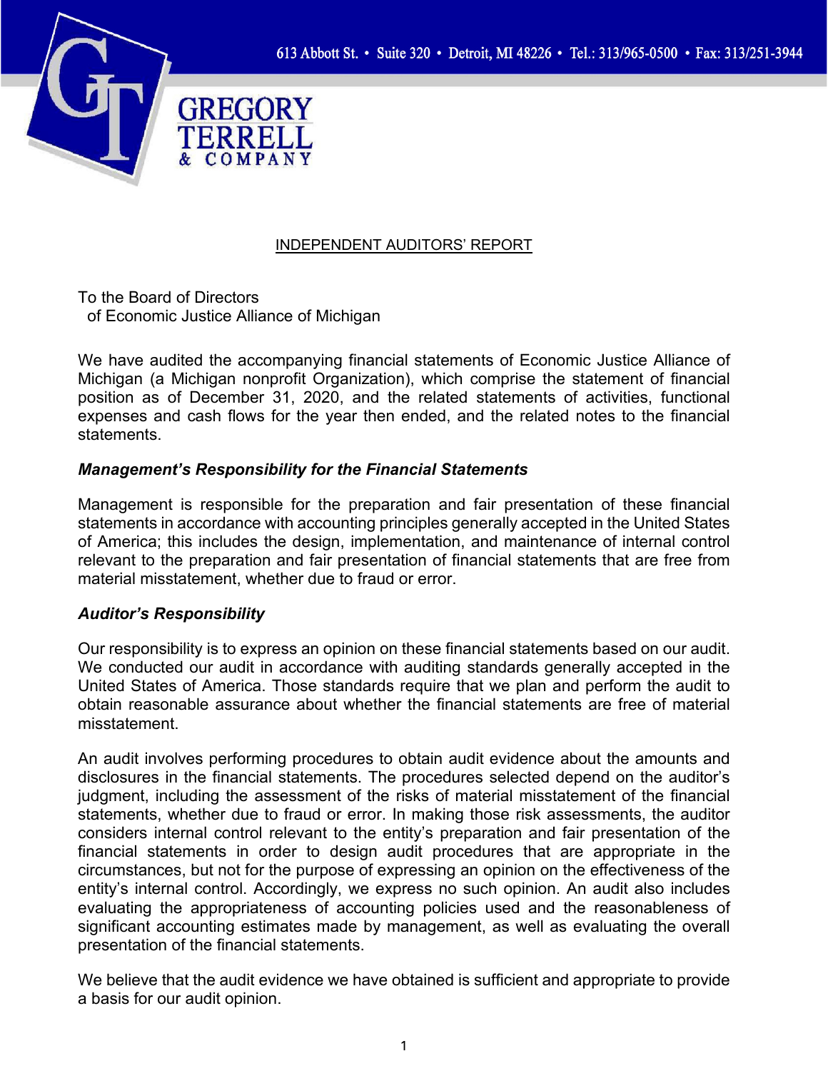613 Abbott St. • Suite 320 • Detroit, MI 48226 • Tel.: 313/965-0500 • Fax: 313/251-3944

GREGORY TERRELL & COMPANY

# INDEPENDENT AUDITORS' REPORT

To the Board of Directors
of Economic Justice Alliance of Michigan

We have audited the accompanying financial statements of Economic Justice Alliance of Michigan (a Michigan nonprofit Organization), which comprise the statement of financial position as of December 31, 2020, and the related statements of activities, functional expenses and cash flows for the year then ended, and the related notes to the financial statements.

### *Management's Responsibility for the Financial Statements*

Management is responsible for the preparation and fair presentation of these financial statements in accordance with accounting principles generally accepted in the United States of America; this includes the design, implementation, and maintenance of internal control relevant to the preparation and fair presentation of financial statements that are free from material misstatement, whether due to fraud or error.

### *Auditor's Responsibility*

Our responsibility is to express an opinion on these financial statements based on our audit. We conducted our audit in accordance with auditing standards generally accepted in the United States of America. Those standards require that we plan and perform the audit to obtain reasonable assurance about whether the financial statements are free of material misstatement.

An audit involves performing procedures to obtain audit evidence about the amounts and disclosures in the financial statements. The procedures selected depend on the auditor's judgment, including the assessment of the risks of material misstatement of the financial statements, whether due to fraud or error. In making those risk assessments, the auditor considers internal control relevant to the entity's preparation and fair presentation of the financial statements in order to design audit procedures that are appropriate in the circumstances, but not for the purpose of expressing an opinion on the effectiveness of the entity's internal control. Accordingly, we express no such opinion. An audit also includes evaluating the appropriateness of accounting policies used and the reasonableness of significant accounting estimates made by management, as well as evaluating the overall presentation of the financial statements.

We believe that the audit evidence we have obtained is sufficient and appropriate to provide a basis for our audit opinion.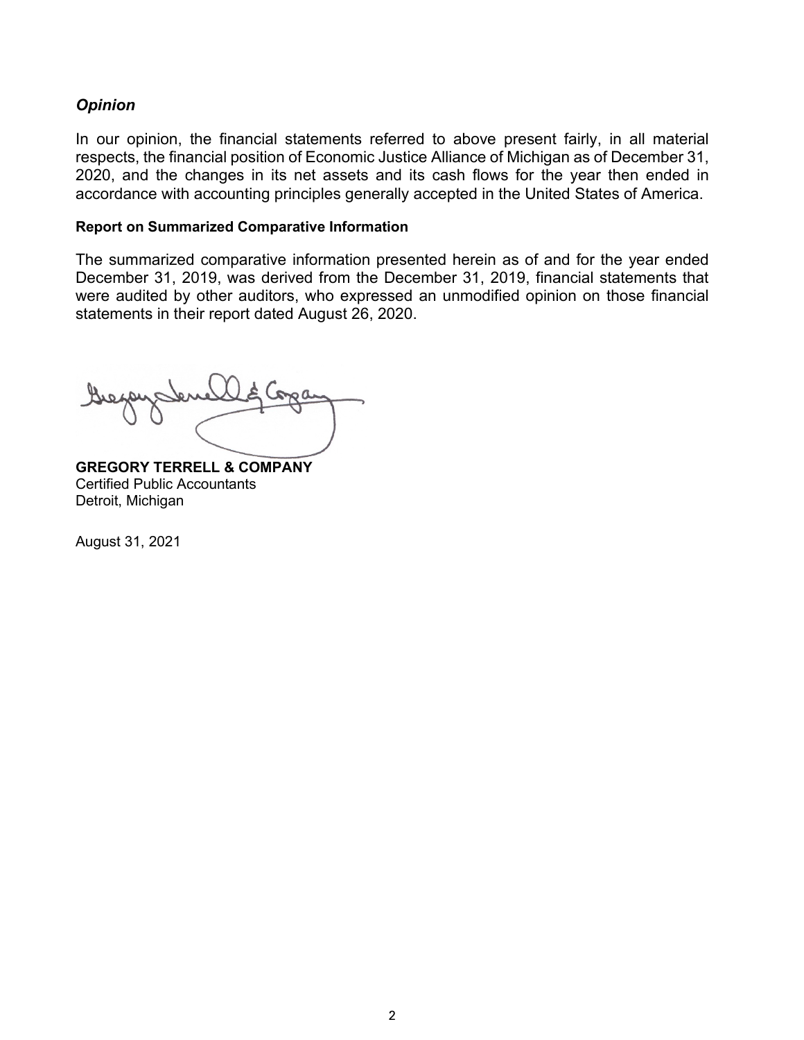### *Opinion*

In our opinion, the financial statements referred to above present fairly, in all material respects, the financial position of Economic Justice Alliance of Michigan as of December 31, 2020, and the changes in its net assets and its cash flows for the year then ended in accordance with accounting principles generally accepted in the United States of America.

**Report on Summarized Comparative Information**

The summarized comparative information presented herein as of and for the year ended December 31, 2019, was derived from the December 31, 2019, financial statements that were audited by other auditors, who expressed an unmodified opinion on those financial statements in their report dated August 26, 2020.

**GREGORY TERRELL & COMPANY**
Certified Public Accountants
Detroit, Michigan

August 31, 2021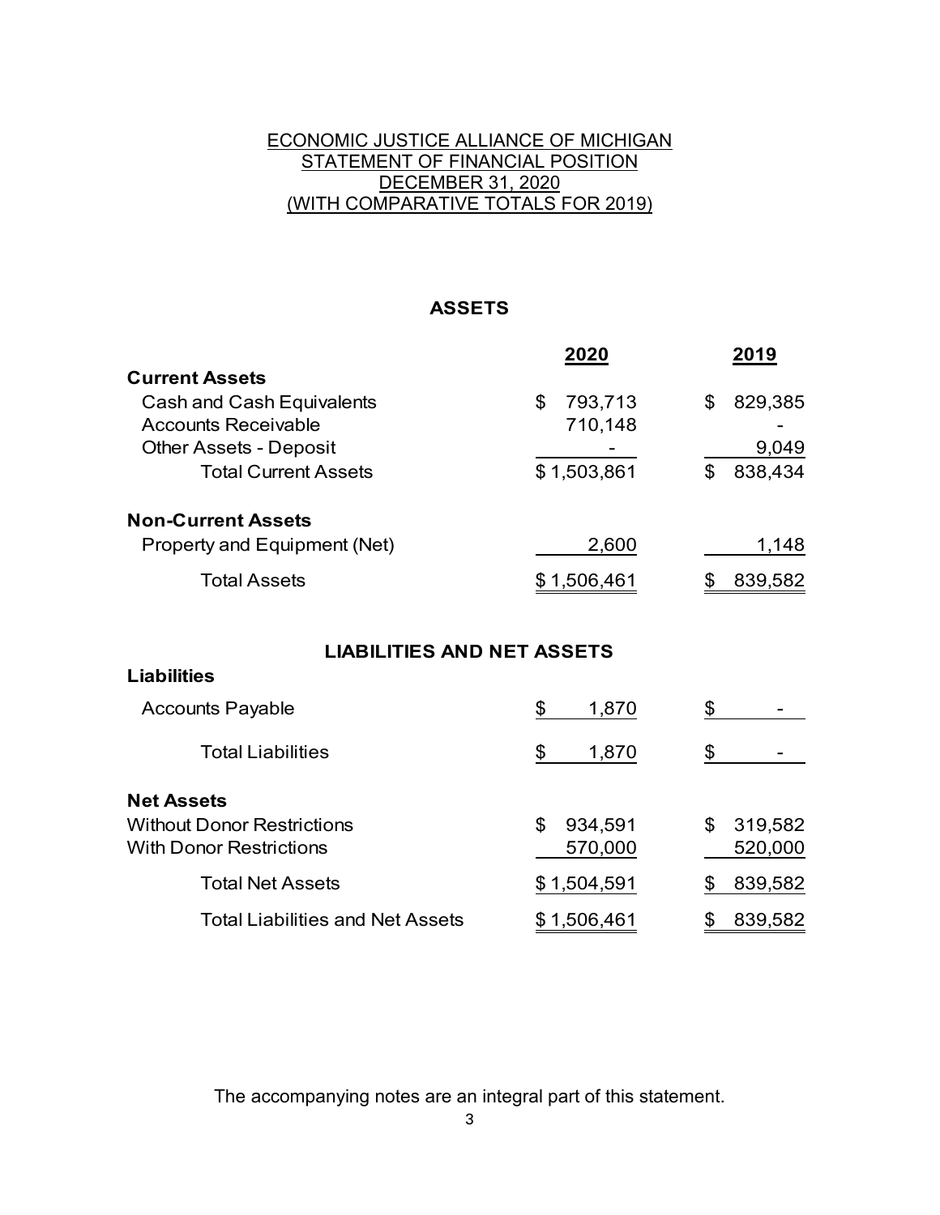# ECONOMIC JUSTICE ALLIANCE OF MICHIGAN
## STATEMENT OF FINANCIAL POSITION
## DECEMBER 31, 2020
## (WITH COMPARATIVE TOTALS FOR 2019)

### ASSETS

| | 2020 | 2019 |
|---|---|---|
| **Current Assets** | | |
| Cash and Cash Equivalents | $ 793,713 | $ 829,385 |
| Accounts Receivable | 710,148 | - |
| Other Assets - Deposit | - | 9,049 |
| Total Current Assets | $ 1,503,861 | $ 838,434 |
| **Non-Current Assets** | | |
| Property and Equipment (Net) | 2,600 | 1,148 |
| Total Assets | $ 1,506,461 | $ 839,582 |

### LIABILITIES AND NET ASSETS

| | 2020 | 2019 |
|---|---|---|
| **Liabilities** | | |
| Accounts Payable | $ 1,870 | $ - |
| Total Liabilities | $ 1,870 | $ - |
| **Net Assets** | | |
| Without Donor Restrictions | $ 934,591 | $ 319,582 |
| With Donor Restrictions | 570,000 | 520,000 |
| Total Net Assets | $ 1,504,591 | $ 839,582 |
| Total Liabilities and Net Assets | $ 1,506,461 | $ 839,582 |

The accompanying notes are an integral part of this statement.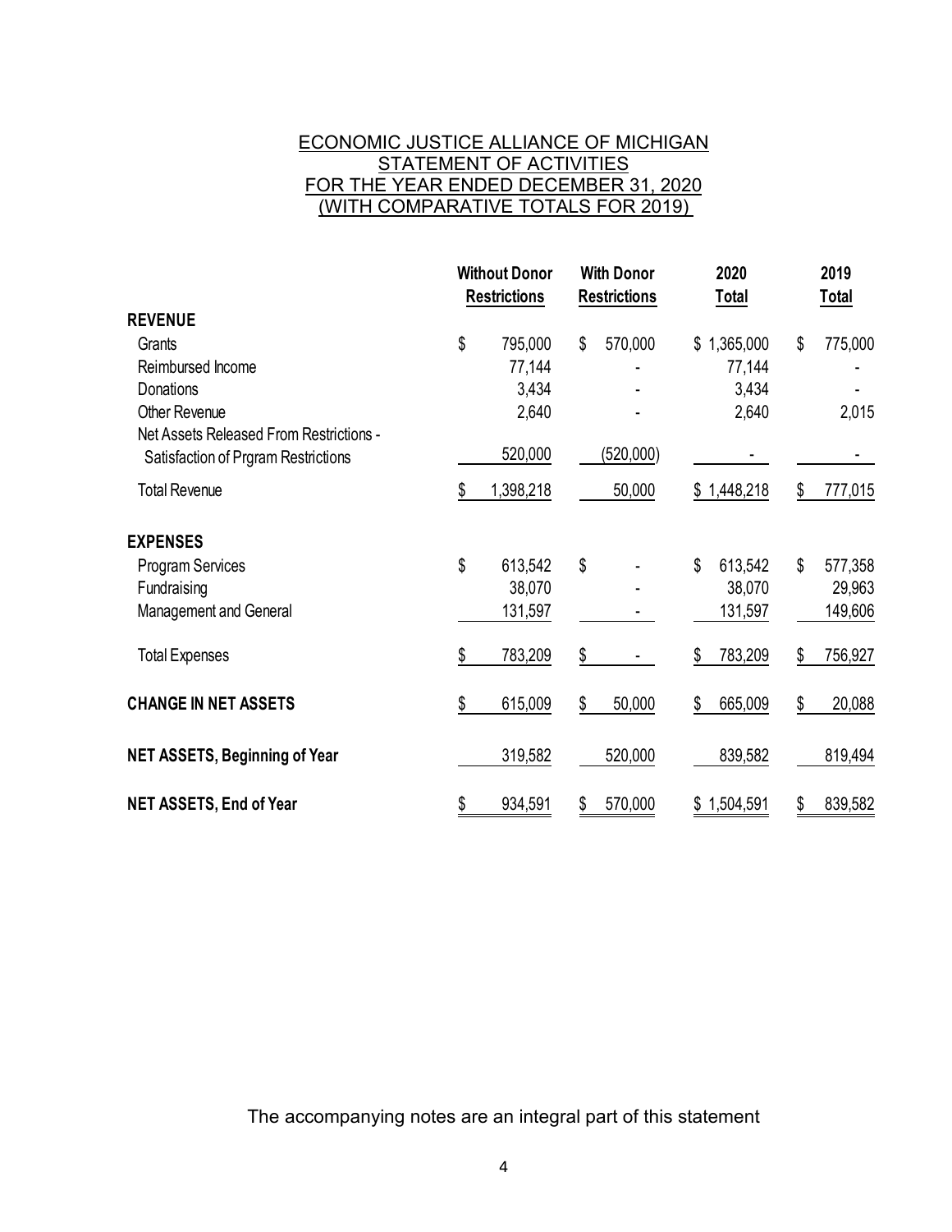# ECONOMIC JUSTICE ALLIANCE OF MICHIGAN
## STATEMENT OF ACTIVITIES
## FOR THE YEAR ENDED DECEMBER 31, 2020
## (WITH COMPARATIVE TOTALS FOR 2019)

| | Without Donor Restrictions | With Donor Restrictions | 2020 Total | 2019 Total |
|---|---|---|---|---|
| **REVENUE** | | | | |
| Grants | $ 795,000 | $ 570,000 | $ 1,365,000 | $ 775,000 |
| Reimbursed Income | 77,144 | - | 77,144 | - |
| Donations | 3,434 | - | 3,434 | - |
| Other Revenue | 2,640 | - | 2,640 | 2,015 |
| Net Assets Released From Restrictions - Satisfaction of Prgram Restrictions | 520,000 | (520,000) | - | - |
| Total Revenue | $ 1,398,218 | 50,000 | $ 1,448,218 | $ 777,015 |
| **EXPENSES** | | | | |
| Program Services | $ 613,542 | $ - | $ 613,542 | $ 577,358 |
| Fundraising | 38,070 | - | 38,070 | 29,963 |
| Management and General | 131,597 | - | 131,597 | 149,606 |
| Total Expenses | $ 783,209 | $ - | $ 783,209 | $ 756,927 |
| **CHANGE IN NET ASSETS** | $ 615,009 | $ 50,000 | $ 665,009 | $ 20,088 |
| **NET ASSETS, Beginning of Year** | 319,582 | 520,000 | 839,582 | 819,494 |
| **NET ASSETS, End of Year** | $ 934,591 | $ 570,000 | $ 1,504,591 | $ 839,582 |

The accompanying notes are an integral part of this statement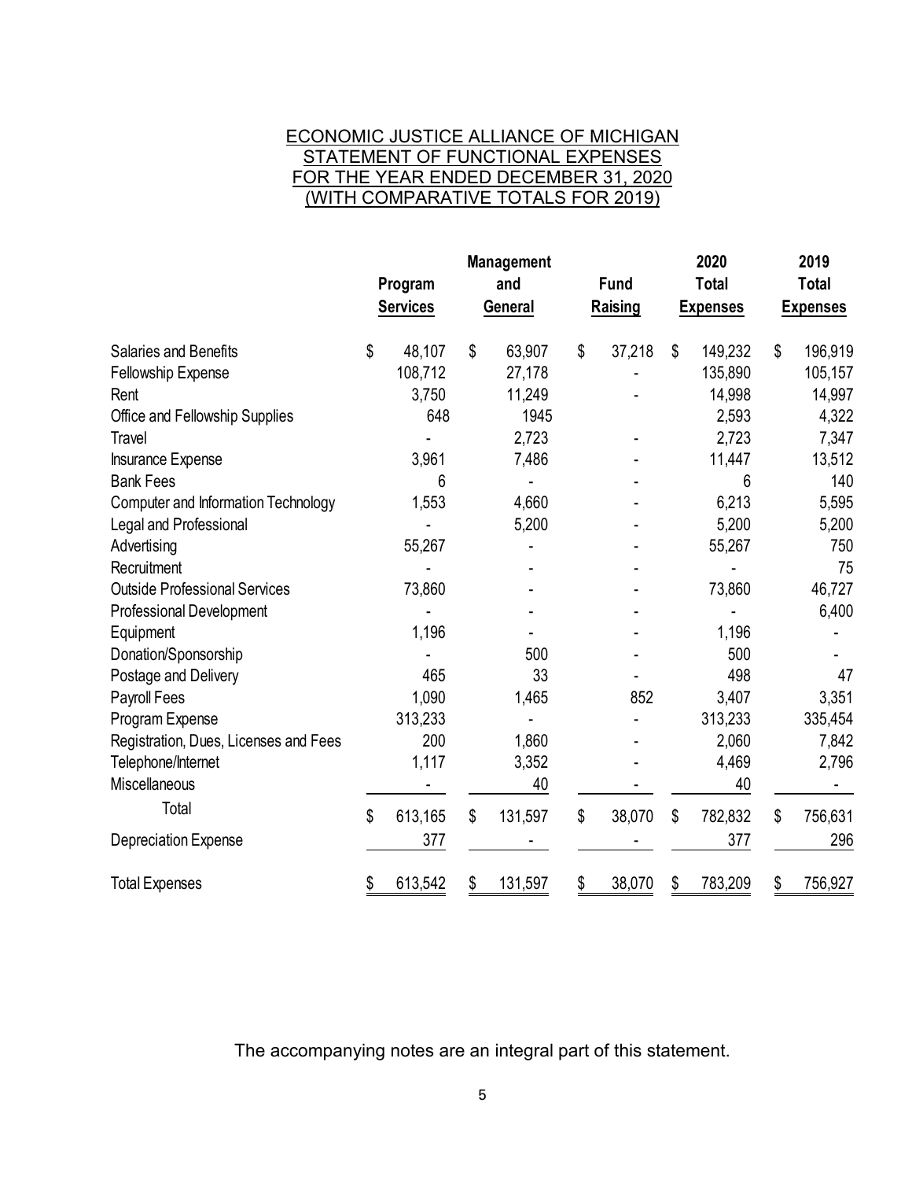# ECONOMIC JUSTICE ALLIANCE OF MICHIGAN
## STATEMENT OF FUNCTIONAL EXPENSES
## FOR THE YEAR ENDED DECEMBER 31, 2020
## (WITH COMPARATIVE TOTALS FOR 2019)

| | Program Services | Management and General | Fund Raising | 2020 Total Expenses | 2019 Total Expenses |
|---|---|---|---|---|---|
| Salaries and Benefits | $ 48,107 | $ 63,907 | $ 37,218 | $ 149,232 | $ 196,919 |
| Fellowship Expense | 108,712 | 27,178 | - | 135,890 | 105,157 |
| Rent | 3,750 | 11,249 | - | 14,998 | 14,997 |
| Office and Fellowship Supplies | 648 | 1945 | | 2,593 | 4,322 |
| Travel | - | 2,723 | - | 2,723 | 7,347 |
| Insurance Expense | 3,961 | 7,486 | - | 11,447 | 13,512 |
| Bank Fees | 6 | - | - | 6 | 140 |
| Computer and Information Technology | 1,553 | 4,660 | - | 6,213 | 5,595 |
| Legal and Professional | - | 5,200 | - | 5,200 | 5,200 |
| Advertising | 55,267 | - | - | 55,267 | 750 |
| Recruitment | - | - | - | - | 75 |
| Outside Professional Services | 73,860 | - | - | 73,860 | 46,727 |
| Professional Development | - | - | - | - | 6,400 |
| Equipment | 1,196 | - | - | 1,196 | - |
| Donation/Sponsorship | - | 500 | - | 500 | - |
| Postage and Delivery | 465 | 33 | - | 498 | 47 |
| Payroll Fees | 1,090 | 1,465 | 852 | 3,407 | 3,351 |
| Program Expense | 313,233 | - | - | 313,233 | 335,454 |
| Registration, Dues, Licenses and Fees | 200 | 1,860 | - | 2,060 | 7,842 |
| Telephone/Internet | 1,117 | 3,352 | - | 4,469 | 2,796 |
| Miscellaneous | - | 40 | - | 40 | - |
| Total | $ 613,165 | $ 131,597 | $ 38,070 | $ 782,832 | $ 756,631 |
| Depreciation Expense | 377 | - | - | 377 | 296 |
| Total Expenses | $ 613,542 | $ 131,597 | $ 38,070 | $ 783,209 | $ 756,927 |

The accompanying notes are an integral part of this statement.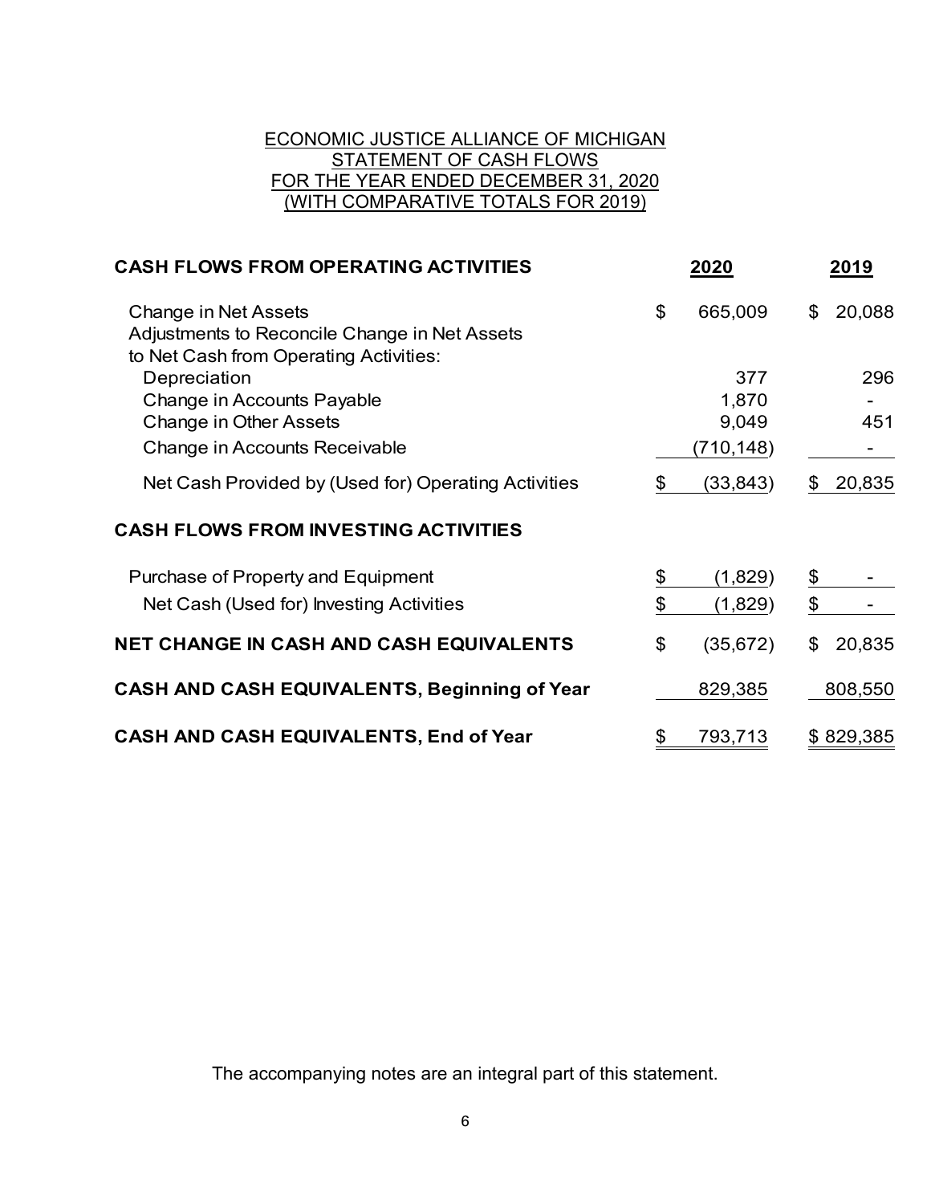# ECONOMIC JUSTICE ALLIANCE OF MICHIGAN
## STATEMENT OF CASH FLOWS
## FOR THE YEAR ENDED DECEMBER 31, 2020
## (WITH COMPARATIVE TOTALS FOR 2019)

| **CASH FLOWS FROM OPERATING ACTIVITIES** | **2020** | **2019** |
|---|---|---|
| Change in Net Assets | $ 665,009 | $ 20,088 |
| Adjustments to Reconcile Change in Net Assets to Net Cash from Operating Activities: | | |
| Depreciation | 377 | 296 |
| Change in Accounts Payable | 1,870 | - |
| Change in Other Assets | 9,049 | 451 |
| Change in Accounts Receivable | (710,148) | - |
| Net Cash Provided by (Used for) Operating Activities | $ (33,843) | $ 20,835 |
| **CASH FLOWS FROM INVESTING ACTIVITIES** | | |
| Purchase of Property and Equipment | $ (1,829) | $ - |
| Net Cash (Used for) Investing Activities | $ (1,829) | $ - |
| **NET CHANGE IN CASH AND CASH EQUIVALENTS** | $ (35,672) | $ 20,835 |
| **CASH AND CASH EQUIVALENTS, Beginning of Year** | 829,385 | 808,550 |
| **CASH AND CASH EQUIVALENTS, End of Year** | $ 793,713 | $ 829,385 |

The accompanying notes are an integral part of this statement.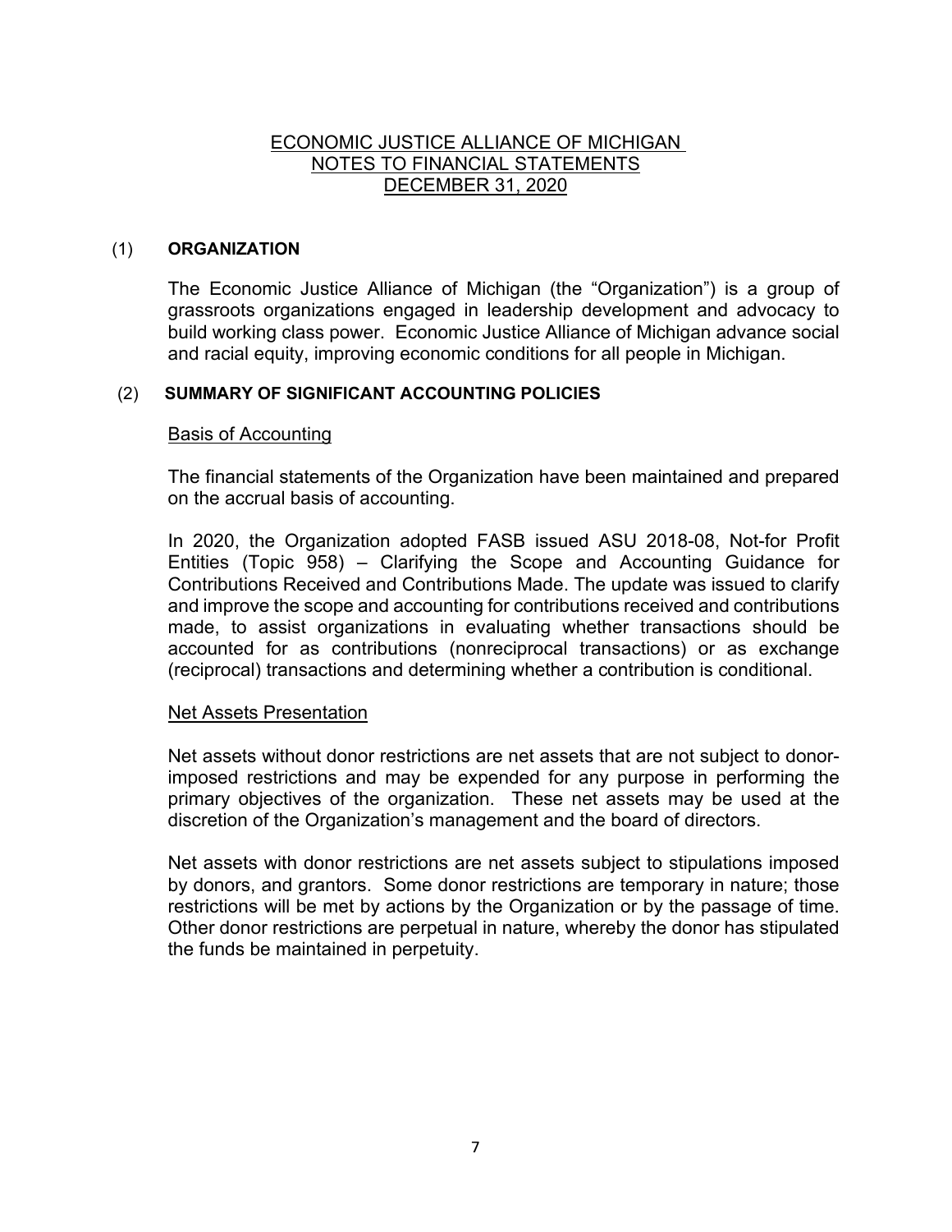# ECONOMIC JUSTICE ALLIANCE OF MICHIGAN
## NOTES TO FINANCIAL STATEMENTS
## DECEMBER 31, 2020

### (1) ORGANIZATION

The Economic Justice Alliance of Michigan (the "Organization") is a group of grassroots organizations engaged in leadership development and advocacy to build working class power. Economic Justice Alliance of Michigan advance social and racial equity, improving economic conditions for all people in Michigan.

### (2) SUMMARY OF SIGNIFICANT ACCOUNTING POLICIES

#### Basis of Accounting

The financial statements of the Organization have been maintained and prepared on the accrual basis of accounting.

In 2020, the Organization adopted FASB issued ASU 2018-08, Not-for Profit Entities (Topic 958) – Clarifying the Scope and Accounting Guidance for Contributions Received and Contributions Made. The update was issued to clarify and improve the scope and accounting for contributions received and contributions made, to assist organizations in evaluating whether transactions should be accounted for as contributions (nonreciprocal transactions) or as exchange (reciprocal) transactions and determining whether a contribution is conditional.

#### Net Assets Presentation

Net assets without donor restrictions are net assets that are not subject to donor-imposed restrictions and may be expended for any purpose in performing the primary objectives of the organization. These net assets may be used at the discretion of the Organization's management and the board of directors.

Net assets with donor restrictions are net assets subject to stipulations imposed by donors, and grantors. Some donor restrictions are temporary in nature; those restrictions will be met by actions by the Organization or by the passage of time. Other donor restrictions are perpetual in nature, whereby the donor has stipulated the funds be maintained in perpetuity.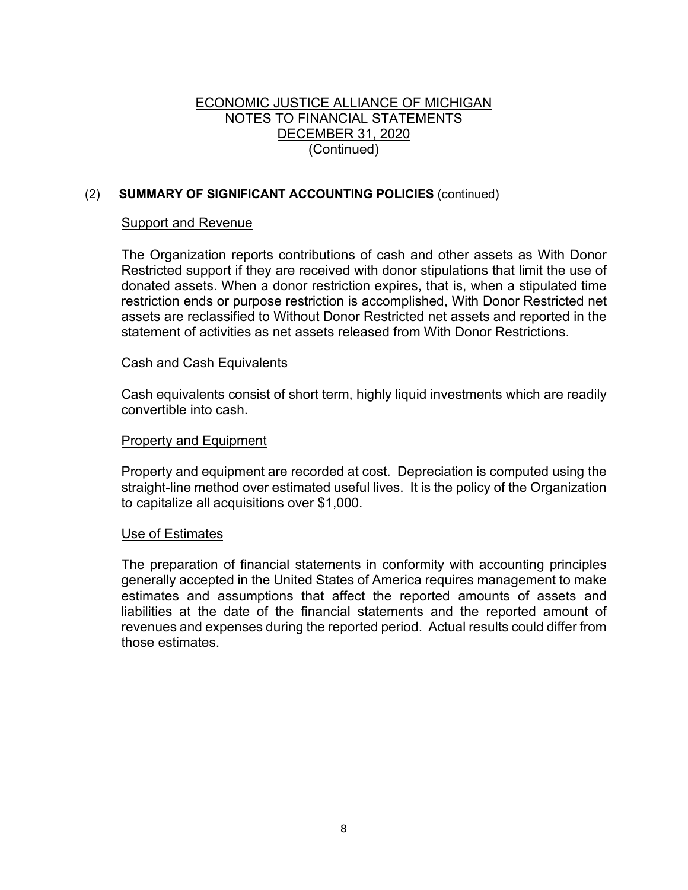ECONOMIC JUSTICE ALLIANCE OF MICHIGAN
NOTES TO FINANCIAL STATEMENTS
DECEMBER 31, 2020
(Continued)

(2) **SUMMARY OF SIGNIFICANT ACCOUNTING POLICIES** (continued)

Support and Revenue

The Organization reports contributions of cash and other assets as With Donor Restricted support if they are received with donor stipulations that limit the use of donated assets. When a donor restriction expires, that is, when a stipulated time restriction ends or purpose restriction is accomplished, With Donor Restricted net assets are reclassified to Without Donor Restricted net assets and reported in the statement of activities as net assets released from With Donor Restrictions.

Cash and Cash Equivalents

Cash equivalents consist of short term, highly liquid investments which are readily convertible into cash.

Property and Equipment

Property and equipment are recorded at cost. Depreciation is computed using the straight-line method over estimated useful lives. It is the policy of the Organization to capitalize all acquisitions over $1,000.

Use of Estimates

The preparation of financial statements in conformity with accounting principles generally accepted in the United States of America requires management to make estimates and assumptions that affect the reported amounts of assets and liabilities at the date of the financial statements and the reported amount of revenues and expenses during the reported period. Actual results could differ from those estimates.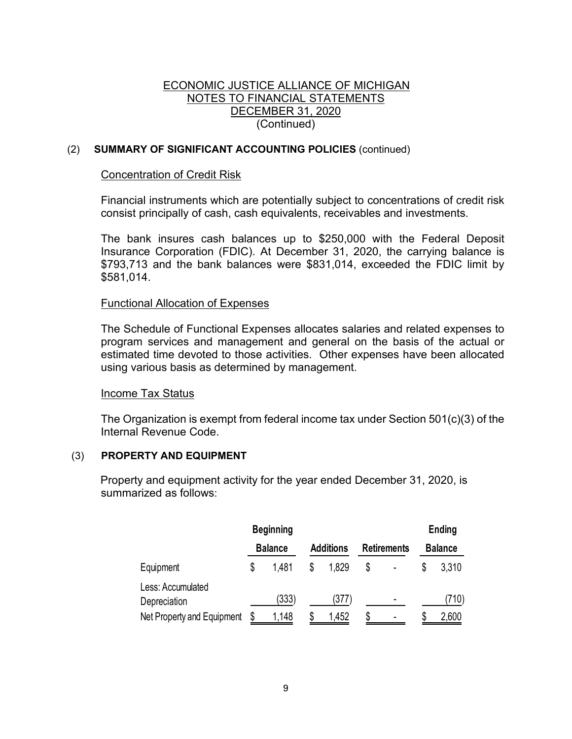ECONOMIC JUSTICE ALLIANCE OF MICHIGAN
NOTES TO FINANCIAL STATEMENTS
DECEMBER 31, 2020
(Continued)

## (2) SUMMARY OF SIGNIFICANT ACCOUNTING POLICIES (continued)

### Concentration of Credit Risk

Financial instruments which are potentially subject to concentrations of credit risk consist principally of cash, cash equivalents, receivables and investments.

The bank insures cash balances up to $250,000 with the Federal Deposit Insurance Corporation (FDIC). At December 31, 2020, the carrying balance is $793,713 and the bank balances were $831,014, exceeded the FDIC limit by $581,014.

### Functional Allocation of Expenses

The Schedule of Functional Expenses allocates salaries and related expenses to program services and management and general on the basis of the actual or estimated time devoted to those activities. Other expenses have been allocated using various basis as determined by management.

### Income Tax Status

The Organization is exempt from federal income tax under Section 501(c)(3) of the Internal Revenue Code.

## (3) PROPERTY AND EQUIPMENT

Property and equipment activity for the year ended December 31, 2020, is summarized as follows:

| | Beginning Balance | Additions | Retirements | Ending Balance |
|---|---|---|---|---|
| Equipment | $ 1,481 | $ 1,829 | $ - | $ 3,310 |
| Less: Accumulated Depreciation | (333) | (377) | - | (710) |
| Net Property and Equipment | $ 1,148 | $ 1,452 | $ - | $ 2,600 |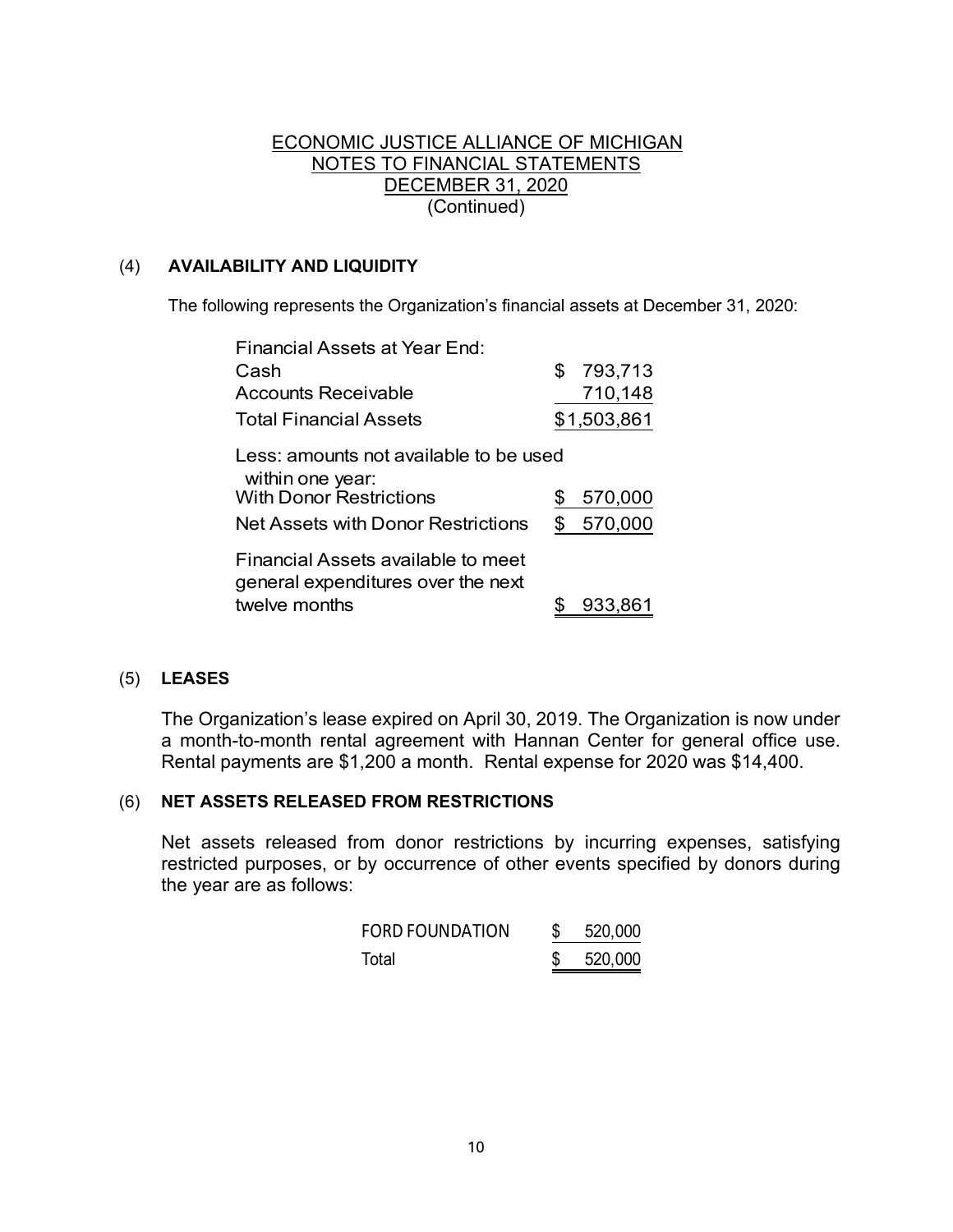ECONOMIC JUSTICE ALLIANCE OF MICHIGAN
NOTES TO FINANCIAL STATEMENTS
DECEMBER 31, 2020
(Continued)

## (4) AVAILABILITY AND LIQUIDITY

The following represents the Organization's financial assets at December 31, 2020:

| | |
|---|---|
| Financial Assets at Year End: | |
| Cash | $ 793,713 |
| Accounts Receivable | 710,148 |
| Total Financial Assets | $1,503,861 |
| Less: amounts not available to be used within one year: | |
| With Donor Restrictions | $ 570,000 |
| Net Assets with Donor Restrictions | $ 570,000 |
| Financial Assets available to meet general expenditures over the next twelve months | $ 933,861 |

## (5) LEASES

The Organization's lease expired on April 30, 2019. The Organization is now under a month-to-month rental agreement with Hannan Center for general office use. Rental payments are $1,200 a month. Rental expense for 2020 was $14,400.

## (6) NET ASSETS RELEASED FROM RESTRICTIONS

Net assets released from donor restrictions by incurring expenses, satisfying restricted purposes, or by occurrence of other events specified by donors during the year are as follows:

| | |
|---|---|
| FORD FOUNDATION | $ 520,000 |
| Total | $ 520,000 |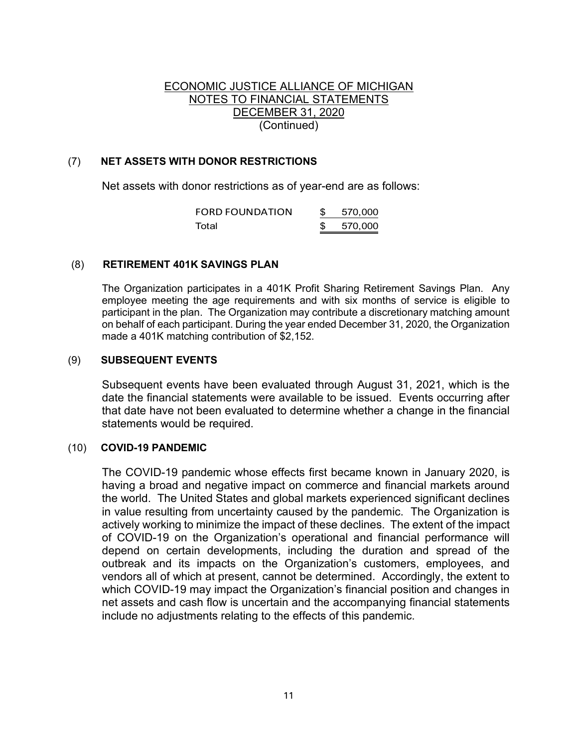ECONOMIC JUSTICE ALLIANCE OF MICHIGAN
NOTES TO FINANCIAL STATEMENTS
DECEMBER 31, 2020
(Continued)

## (7) NET ASSETS WITH DONOR RESTRICTIONS

Net assets with donor restrictions as of year-end are as follows:

| | |
|---|---|
| FORD FOUNDATION | $ 570,000 |
| Total | $ 570,000 |

## (8) RETIREMENT 401K SAVINGS PLAN

The Organization participates in a 401K Profit Sharing Retirement Savings Plan. Any employee meeting the age requirements and with six months of service is eligible to participant in the plan. The Organization may contribute a discretionary matching amount on behalf of each participant. During the year ended December 31, 2020, the Organization made a 401K matching contribution of $2,152.

## (9) SUBSEQUENT EVENTS

Subsequent events have been evaluated through August 31, 2021, which is the date the financial statements were available to be issued. Events occurring after that date have not been evaluated to determine whether a change in the financial statements would be required.

## (10) COVID-19 PANDEMIC

The COVID-19 pandemic whose effects first became known in January 2020, is having a broad and negative impact on commerce and financial markets around the world. The United States and global markets experienced significant declines in value resulting from uncertainty caused by the pandemic. The Organization is actively working to minimize the impact of these declines. The extent of the impact of COVID-19 on the Organization's operational and financial performance will depend on certain developments, including the duration and spread of the outbreak and its impacts on the Organization's customers, employees, and vendors all of which at present, cannot be determined. Accordingly, the extent to which COVID-19 may impact the Organization's financial position and changes in net assets and cash flow is uncertain and the accompanying financial statements include no adjustments relating to the effects of this pandemic.